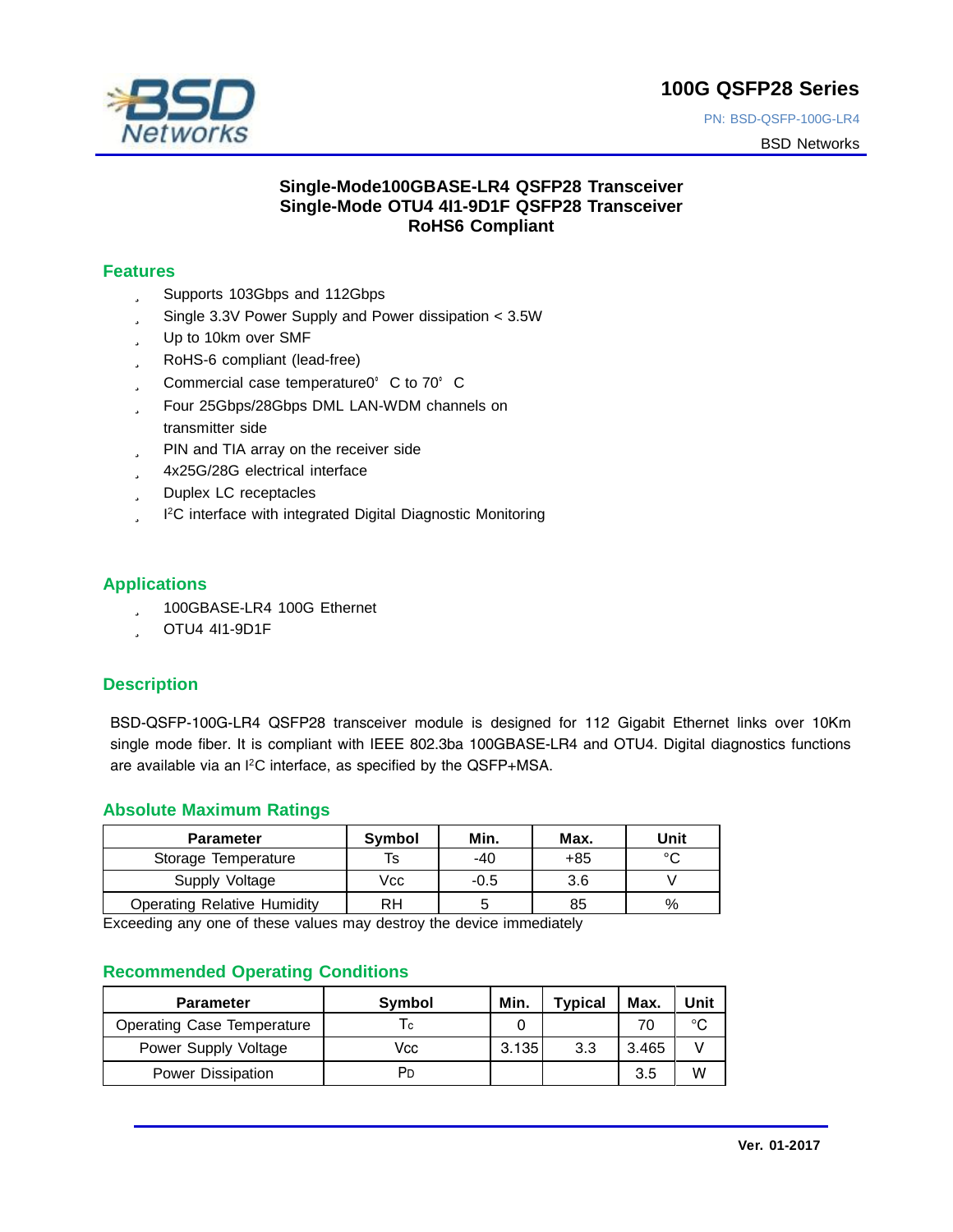# 100G QSFP28 Series

PN: BSD-QSFP-100G-LR4

BSD Networks

**Single-Mode100GBASE-LR4 QSFP28 Transceiver**
**Single-Mode OTU4 4I1-9D1F QSFP28 Transceiver**
**RoHS6 Compliant**

## Features

- Supports 103Gbps and 112Gbps
- Single 3.3V Power Supply and Power dissipation < 3.5W
- Up to 10km over SMF
- RoHS-6 compliant (lead-free)
- Commercial case temperature0° C to 70° C
- Four 25Gbps/28Gbps DML LAN-WDM channels on transmitter side
- PIN and TIA array on the receiver side
- 4x25G/28G electrical interface
- Duplex LC receptacles
- I²C interface with integrated Digital Diagnostic Monitoring

## Applications

- 100GBASE-LR4 100G Ethernet
- OTU4 4I1-9D1F

## Description

BSD-QSFP-100G-LR4 QSFP28 transceiver module is designed for 112 Gigabit Ethernet links over 10Km single mode fiber. It is compliant with IEEE 802.3ba 100GBASE-LR4 and OTU4. Digital diagnostics functions are available via an I²C interface, as specified by the QSFP+MSA.

## Absolute Maximum Ratings

| Parameter | Symbol | Min. | Max. | Unit |
|---|---|---|---|---|
| Storage Temperature | Ts | -40 | +85 | °C |
| Supply Voltage | Vcc | -0.5 | 3.6 | V |
| Operating Relative Humidity | RH | 5 | 85 | % |

Exceeding any one of these values may destroy the device immediately

## Recommended Operating Conditions

| Parameter | Symbol | Min. | Typical | Max. | Unit |
|---|---|---|---|---|---|
| Operating Case Temperature | $T_C$ | 0 | | 70 | °C |
| Power Supply Voltage | Vcc | 3.135 | 3.3 | 3.465 | V |
| Power Dissipation | $P_D$ | | | 3.5 | W |

**Ver. 01-2017**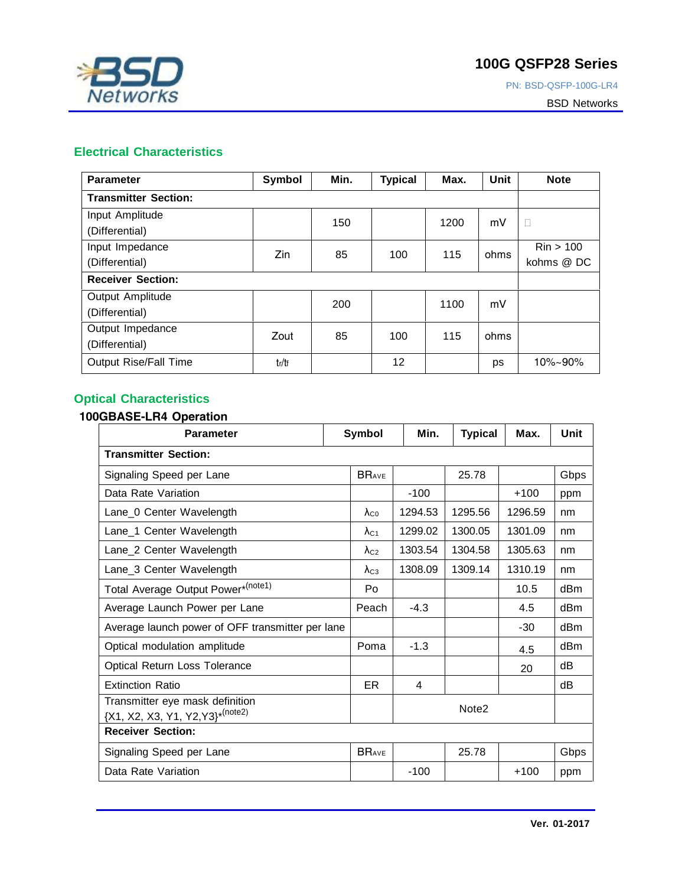## Electrical Characteristics

| Parameter | Symbol | Min. | Typical | Max. | Unit | Note |
|---|---|---|---|---|---|---|
| **Transmitter Section:** | | | | | | |
| Input Amplitude (Differential) | | 150 | | 1200 | mV | |
| Input Impedance (Differential) | Zin | 85 | 100 | 115 | ohms | Rin > 100 kohms @ DC |
| **Receiver Section:** | | | | | | |
| Output Amplitude (Differential) | | 200 | | 1100 | mV | |
| Output Impedance (Differential) | Zout | 85 | 100 | 115 | ohms | |
| Output Rise/Fall Time | $t_r/t_f$ | | 12 | | ps | 10%~90% |

## Optical Characteristics

### 100GBASE-LR4 Operation

| Parameter | Symbol | Min. | Typical | Max. | Unit |
|---|---|---|---|---|---|
| **Transmitter Section:** | | | | | |
| Signaling Speed per Lane | $BR_{AVE}$ | | 25.78 | | Gbps |
| Data Rate Variation | | -100 | | +100 | ppm |
| Lane_0 Center Wavelength | $\lambda_{C0}$ | 1294.53 | 1295.56 | 1296.59 | nm |
| Lane_1 Center Wavelength | $\lambda_{C1}$ | 1299.02 | 1300.05 | 1301.09 | nm |
| Lane_2 Center Wavelength | $\lambda_{C2}$ | 1303.54 | 1304.58 | 1305.63 | nm |
| Lane_3 Center Wavelength | $\lambda_{C3}$ | 1308.09 | 1309.14 | 1310.19 | nm |
| Total Average Output Power*(note1) | Po | | | 10.5 | dBm |
| Average Launch Power per Lane | Peach | -4.3 | | 4.5 | dBm |
| Average launch power of OFF transmitter per lane | | | | -30 | dBm |
| Optical modulation amplitude | Poma | -1.3 | | 4.5 | dBm |
| Optical Return Loss Tolerance | | | | 20 | dB |
| Extinction Ratio | ER | 4 | | | dB |
| Transmitter eye mask definition {X1, X2, X3, Y1, Y2,Y3}*(note2) | | | Note2 | | |
| **Receiver Section:** | | | | | |
| Signaling Speed per Lane | $BR_{AVE}$ | | 25.78 | | Gbps |
| Data Rate Variation | | -100 | | +100 | ppm |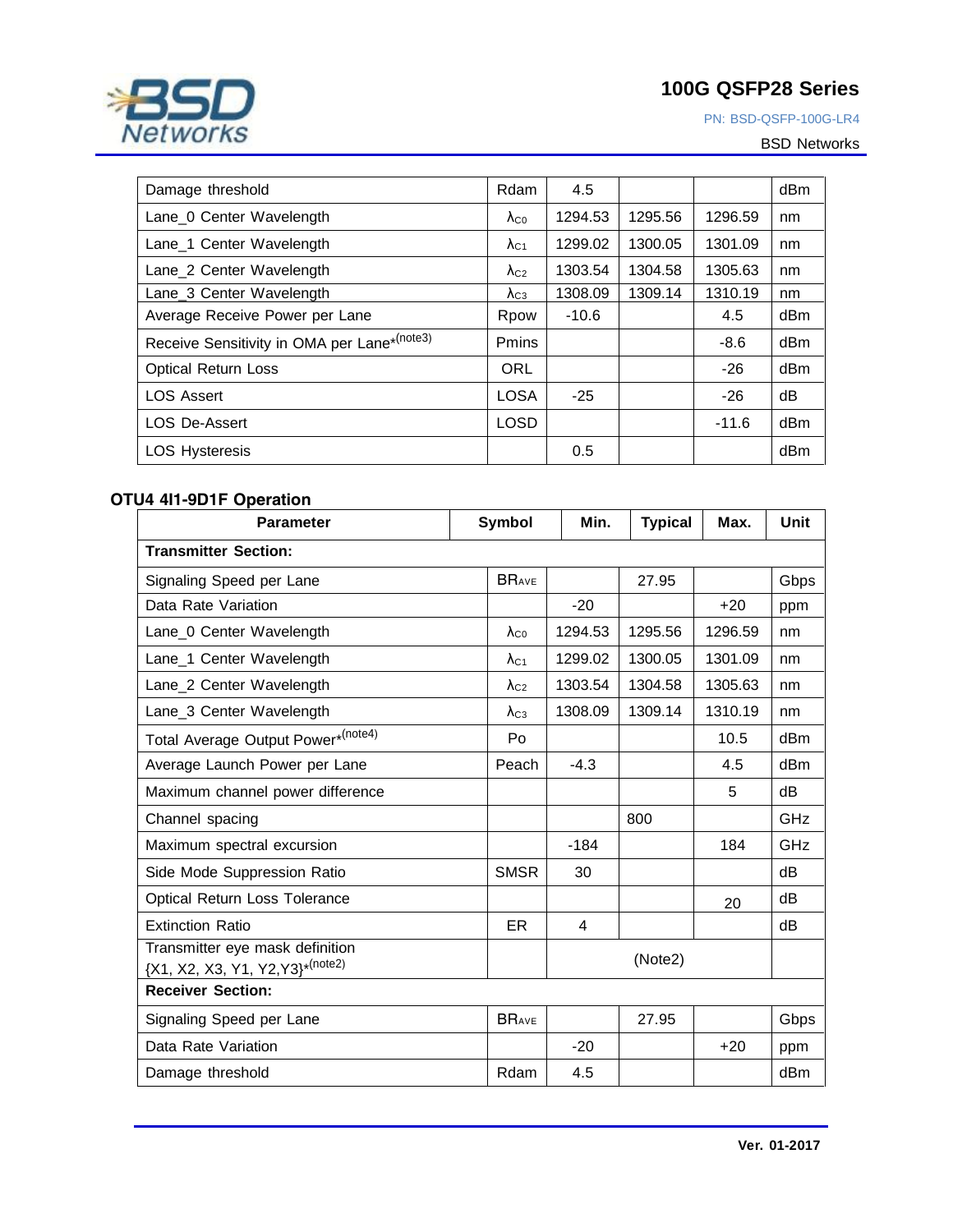| | | | | | |
|---|---|---|---|---|---|
| Damage threshold | Rdam | 4.5 | | | dBm |
| Lane_0 Center Wavelength | $\lambda_{C0}$ | 1294.53 | 1295.56 | 1296.59 | nm |
| Lane_1 Center Wavelength | $\lambda_{C1}$ | 1299.02 | 1300.05 | 1301.09 | nm |
| Lane_2 Center Wavelength | $\lambda_{C2}$ | 1303.54 | 1304.58 | 1305.63 | nm |
| Lane_3 Center Wavelength | $\lambda_{C3}$ | 1308.09 | 1309.14 | 1310.19 | nm |
| Average Receive Power per Lane | Rpow | -10.6 | | 4.5 | dBm |
| Receive Sensitivity in OMA per Lane*(note3) | Pmins | | | -8.6 | dBm |
| Optical Return Loss | ORL | | | -26 | dBm |
| LOS Assert | LOSA | -25 | | -26 | dB |
| LOS De-Assert | LOSD | | | -11.6 | dBm |
| LOS Hysteresis | | 0.5 | | | dBm |

## OTU4 4I1-9D1F Operation

| Parameter | Symbol | Min. | Typical | Max. | Unit |
|---|---|---|---|---|---|
| **Transmitter Section:** | | | | | |
| Signaling Speed per Lane | $BR_{AVE}$ | | 27.95 | | Gbps |
| Data Rate Variation | | -20 | | +20 | ppm |
| Lane_0 Center Wavelength | $\lambda_{C0}$ | 1294.53 | 1295.56 | 1296.59 | nm |
| Lane_1 Center Wavelength | $\lambda_{C1}$ | 1299.02 | 1300.05 | 1301.09 | nm |
| Lane_2 Center Wavelength | $\lambda_{C2}$ | 1303.54 | 1304.58 | 1305.63 | nm |
| Lane_3 Center Wavelength | $\lambda_{C3}$ | 1308.09 | 1309.14 | 1310.19 | nm |
| Total Average Output Power*(note4) | Po | | | 10.5 | dBm |
| Average Launch Power per Lane | Peach | -4.3 | | 4.5 | dBm |
| Maximum channel power difference | | | | 5 | dB |
| Channel spacing | | | 800 | | GHz |
| Maximum spectral excursion | | -184 | | 184 | GHz |
| Side Mode Suppression Ratio | SMSR | 30 | | | dB |
| Optical Return Loss Tolerance | | | | 20 | dB |
| Extinction Ratio | ER | 4 | | | dB |
| Transmitter eye mask definition {X1, X2, X3, Y1, Y2,Y3}*(note2) | | | (Note2) | | |
| **Receiver Section:** | | | | | |
| Signaling Speed per Lane | $BR_{AVE}$ | | 27.95 | | Gbps |
| Data Rate Variation | | -20 | | +20 | ppm |
| Damage threshold | Rdam | 4.5 | | | dBm |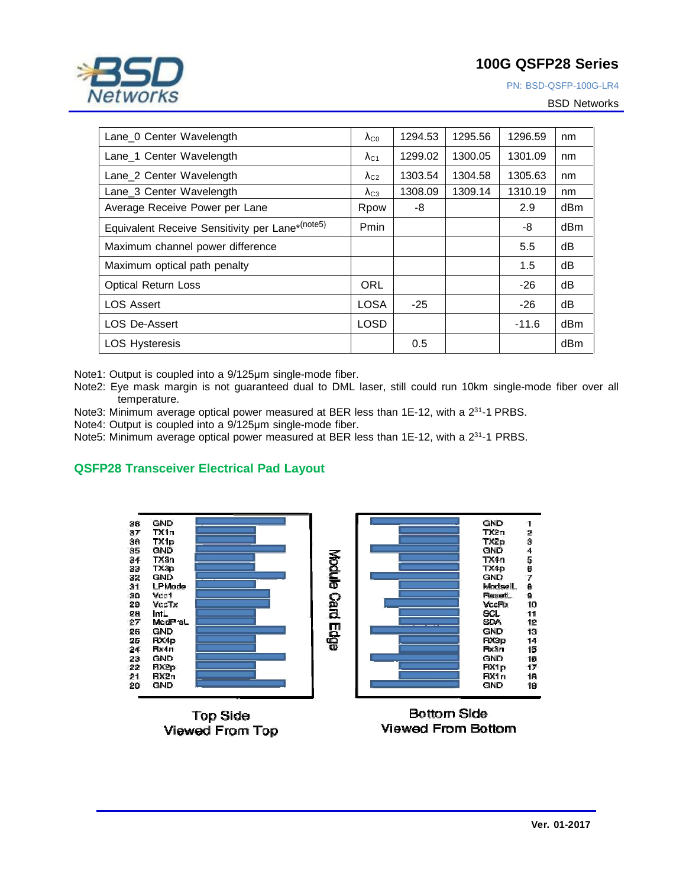| Lane_0 Center Wavelength | $\lambda_{C0}$ | 1294.53 | 1295.56 | 1296.59 | nm |
|---|---|---|---|---|---|
| Lane_1 Center Wavelength | $\lambda_{C1}$ | 1299.02 | 1300.05 | 1301.09 | nm |
| Lane_2 Center Wavelength | $\lambda_{C2}$ | 1303.54 | 1304.58 | 1305.63 | nm |
| Lane_3 Center Wavelength | $\lambda_{C3}$ | 1308.09 | 1309.14 | 1310.19 | nm |
| Average Receive Power per Lane | Rpow | -8 | | 2.9 | dBm |
| Equivalent Receive Sensitivity per Lane*(note5) | Pmin | | | -8 | dBm |
| Maximum channel power difference | | | | 5.5 | dB |
| Maximum optical path penalty | | | | 1.5 | dB |
| Optical Return Loss | ORL | | | -26 | dB |
| LOS Assert | LOSA | -25 | | -26 | dB |
| LOS De-Assert | LOSD | | | -11.6 | dBm |
| LOS Hysteresis | | 0.5 | | | dBm |

Note1: Output is coupled into a 9/125µm single-mode fiber.

Note2: Eye mask margin is not guaranteed dual to DML laser, still could run 10km single-mode fiber over all temperature.

Note3: Minimum average optical power measured at BER less than 1E-12, with a $2^{31}$-1 PRBS.

Note4: Output is coupled into a 9/125µm single-mode fiber.

Note5: Minimum average optical power measured at BER less than 1E-12, with a $2^{31}$-1 PRBS.

## QSFP28 Transceiver Electrical Pad Layout

| Pin | Top Side |
|---|---|
| 38 | GND |
| 37 | TX1n |
| 36 | TX1p |
| 35 | GND |
| 34 | TX3n |
| 33 | TX3p |
| 32 | GND |
| 31 | LPMode |
| 30 | Vcc1 |
| 29 | VccTx |
| 28 | IntL |
| 27 | ModPrsL |
| 26 | GND |
| 25 | RX4p |
| 24 | Rx4n |
| 23 | GND |
| 22 | RX2p |
| 21 | RX2n |
| 20 | GND |

Module Card Edge

| Bottom Side | Pin |
|---|---|
| GND | 1 |
| TX2n | 2 |
| TX2p | 3 |
| GND | 4 |
| TX4n | 5 |
| TX4p | 6 |
| GND | 7 |
| ModselL | 8 |
| ResetL | 9 |
| VccRx | 10 |
| SCL | 11 |
| SDA | 12 |
| GND | 13 |
| RX3p | 14 |
| Rx3n | 15 |
| GND | 16 |
| RX1p | 17 |
| RX1n | 18 |
| GND | 19 |

Top Side
Viewed From Top

Bottom Side
Viewed From Bottom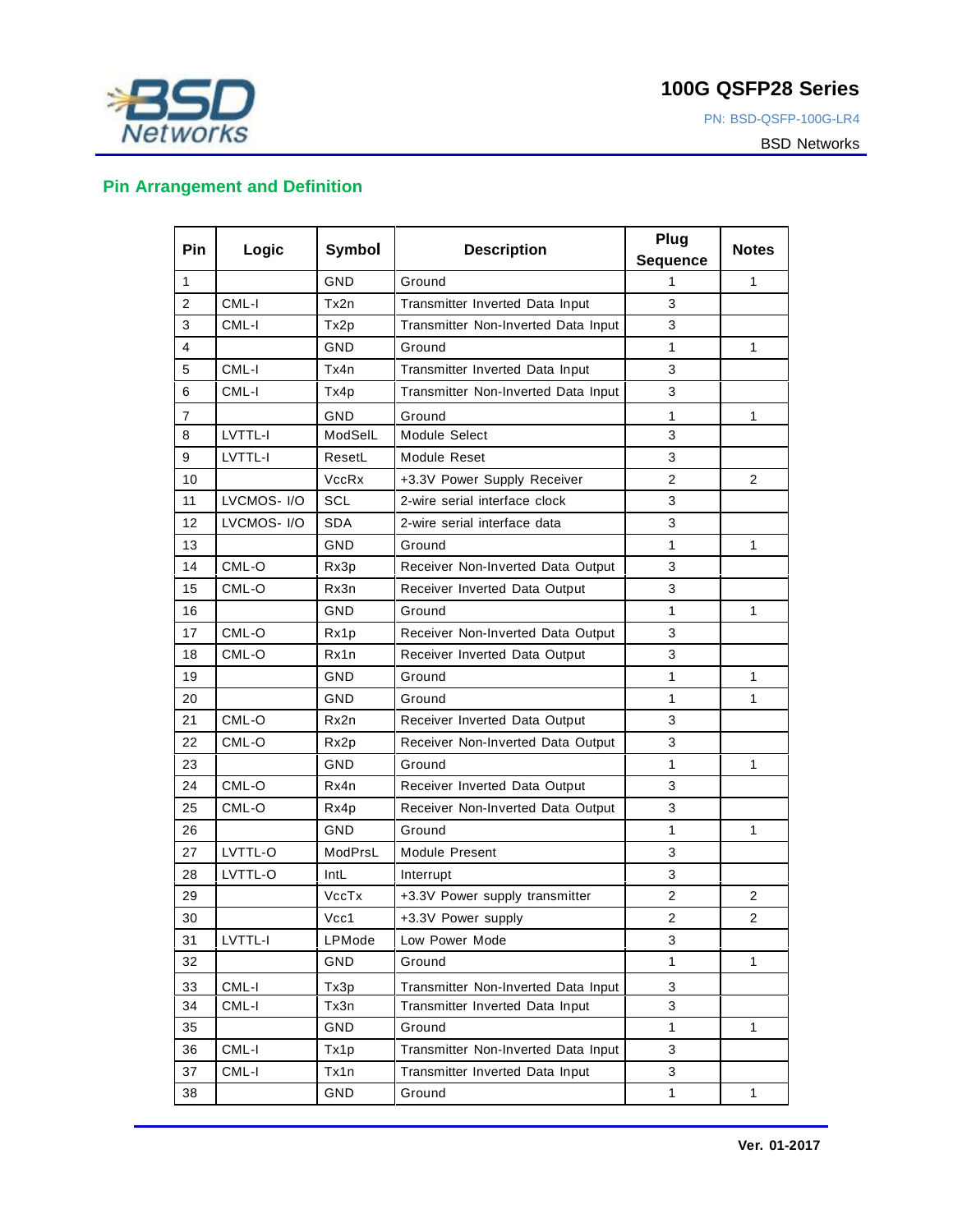## Pin Arrangement and Definition

| Pin | Logic | Symbol | Description | Plug Sequence | Notes |
|---|---|---|---|---|---|
| 1 | | GND | Ground | 1 | 1 |
| 2 | CML-I | Tx2n | Transmitter Inverted Data Input | 3 | |
| 3 | CML-I | Tx2p | Transmitter Non-Inverted Data Input | 3 | |
| 4 | | GND | Ground | 1 | 1 |
| 5 | CML-I | Tx4n | Transmitter Inverted Data Input | 3 | |
| 6 | CML-I | Tx4p | Transmitter Non-Inverted Data Input | 3 | |
| 7 | | GND | Ground | 1 | 1 |
| 8 | LVTTL-I | ModSelL | Module Select | 3 | |
| 9 | LVTTL-I | ResetL | Module Reset | 3 | |
| 10 | | VccRx | +3.3V Power Supply Receiver | 2 | 2 |
| 11 | LVCMOS- I/O | SCL | 2-wire serial interface clock | 3 | |
| 12 | LVCMOS- I/O | SDA | 2-wire serial interface data | 3 | |
| 13 | | GND | Ground | 1 | 1 |
| 14 | CML-O | Rx3p | Receiver Non-Inverted Data Output | 3 | |
| 15 | CML-O | Rx3n | Receiver Inverted Data Output | 3 | |
| 16 | | GND | Ground | 1 | 1 |
| 17 | CML-O | Rx1p | Receiver Non-Inverted Data Output | 3 | |
| 18 | CML-O | Rx1n | Receiver Inverted Data Output | 3 | |
| 19 | | GND | Ground | 1 | 1 |
| 20 | | GND | Ground | 1 | 1 |
| 21 | CML-O | Rx2n | Receiver Inverted Data Output | 3 | |
| 22 | CML-O | Rx2p | Receiver Non-Inverted Data Output | 3 | |
| 23 | | GND | Ground | 1 | 1 |
| 24 | CML-O | Rx4n | Receiver Inverted Data Output | 3 | |
| 25 | CML-O | Rx4p | Receiver Non-Inverted Data Output | 3 | |
| 26 | | GND | Ground | 1 | 1 |
| 27 | LVTTL-O | ModPrsL | Module Present | 3 | |
| 28 | LVTTL-O | IntL | Interrupt | 3 | |
| 29 | | VccTx | +3.3V Power supply transmitter | 2 | 2 |
| 30 | | Vcc1 | +3.3V Power supply | 2 | 2 |
| 31 | LVTTL-I | LPMode | Low Power Mode | 3 | |
| 32 | | GND | Ground | 1 | 1 |
| 33 | CML-I | Tx3p | Transmitter Non-Inverted Data Input | 3 | |
| 34 | CML-I | Tx3n | Transmitter Inverted Data Input | 3 | |
| 35 | | GND | Ground | 1 | 1 |
| 36 | CML-I | Tx1p | Transmitter Non-Inverted Data Input | 3 | |
| 37 | CML-I | Tx1n | Transmitter Inverted Data Input | 3 | |
| 38 | | GND | Ground | 1 | 1 |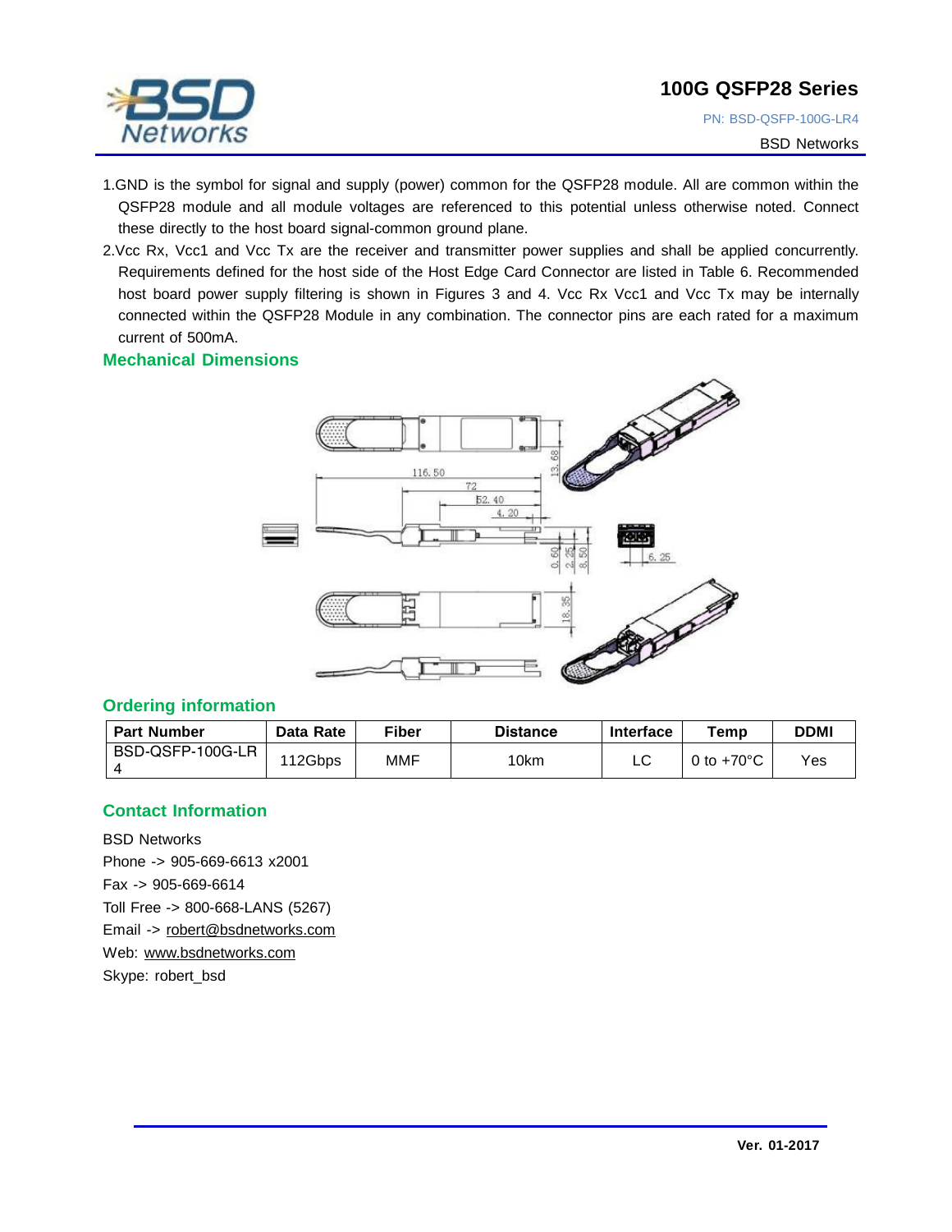1.GND is the symbol for signal and supply (power) common for the QSFP28 module. All are common within the QSFP28 module and all module voltages are referenced to this potential unless otherwise noted. Connect these directly to the host board signal-common ground plane.

2.Vcc Rx, Vcc1 and Vcc Tx are the receiver and transmitter power supplies and shall be applied concurrently. Requirements defined for the host side of the Host Edge Card Connector are listed in Table 6. Recommended host board power supply filtering is shown in Figures 3 and 4. Vcc Rx Vcc1 and Vcc Tx may be internally connected within the QSFP28 Module in any combination. The connector pins are each rated for a maximum current of 500mA.

## Mechanical Dimensions

116.50

72

52.40

4.20

13.68

0.60

2.25

8.50

6.25

18.35

## Ordering information

| Part Number | Data Rate | Fiber | Distance | Interface | Temp | DDMI |
|---|---|---|---|---|---|---|
| BSD-QSFP-100G-LR4 | 112Gbps | MMF | 10km | LC | 0 to +70°C | Yes |

## Contact Information

BSD Networks

Phone -> 905-669-6613 x2001

Fax -> 905-669-6614

Toll Free -> 800-668-LANS (5267)

Email -> robert@bsdnetworks.com

Web: www.bsdnetworks.com

Skype: robert_bsd